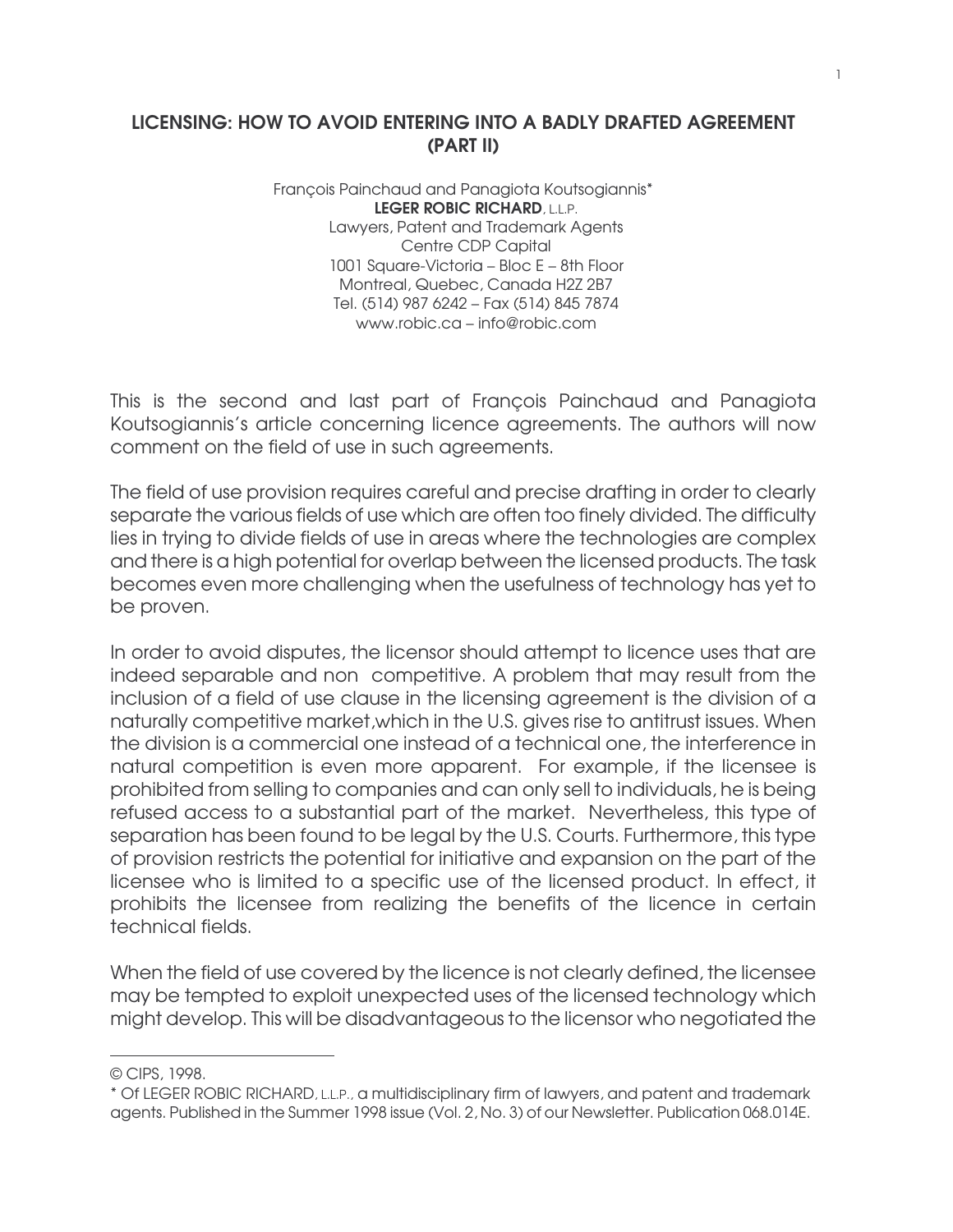# LICENSING: HOW TO AVOID ENTERING INTO A BADLY DRAFTED AGREEMENT (PART II)

François Painchaud and Panagiota Koutsogiannis*
**LEGER ROBIC RICHARD**, L.L.P.
Lawyers, Patent and Trademark Agents
Centre CDP Capital
1001 Square-Victoria – Bloc E – 8th Floor
Montreal, Quebec, Canada H2Z 2B7
Tel. (514) 987 6242 – Fax (514) 845 7874
www.robic.ca – info@robic.com

This is the second and last part of François Painchaud and Panagiota Koutsogiannis's article concerning licence agreements. The authors will now comment on the field of use in such agreements.

The field of use provision requires careful and precise drafting in order to clearly separate the various fields of use which are often too finely divided. The difficulty lies in trying to divide fields of use in areas where the technologies are complex and there is a high potential for overlap between the licensed products. The task becomes even more challenging when the usefulness of technology has yet to be proven.

In order to avoid disputes, the licensor should attempt to licence uses that are indeed separable and non competitive. A problem that may result from the inclusion of a field of use clause in the licensing agreement is the division of a naturally competitive market,which in the U.S. gives rise to antitrust issues. When the division is a commercial one instead of a technical one, the interference in natural competition is even more apparent. For example, if the licensee is prohibited from selling to companies and can only sell to individuals, he is being refused access to a substantial part of the market. Nevertheless, this type of separation has been found to be legal by the U.S. Courts. Furthermore, this type of provision restricts the potential for initiative and expansion on the part of the licensee who is limited to a specific use of the licensed product. In effect, it prohibits the licensee from realizing the benefits of the licence in certain technical fields.

When the field of use covered by the licence is not clearly defined, the licensee may be tempted to exploit unexpected uses of the licensed technology which might develop. This will be disadvantageous to the licensor who negotiated the

---

© CIPS, 1998.

* Of LEGER ROBIC RICHARD, L.L.P., a multidisciplinary firm of lawyers, and patent and trademark agents. Published in the Summer 1998 issue (Vol. 2, No. 3) of our Newsletter. Publication 068.014E.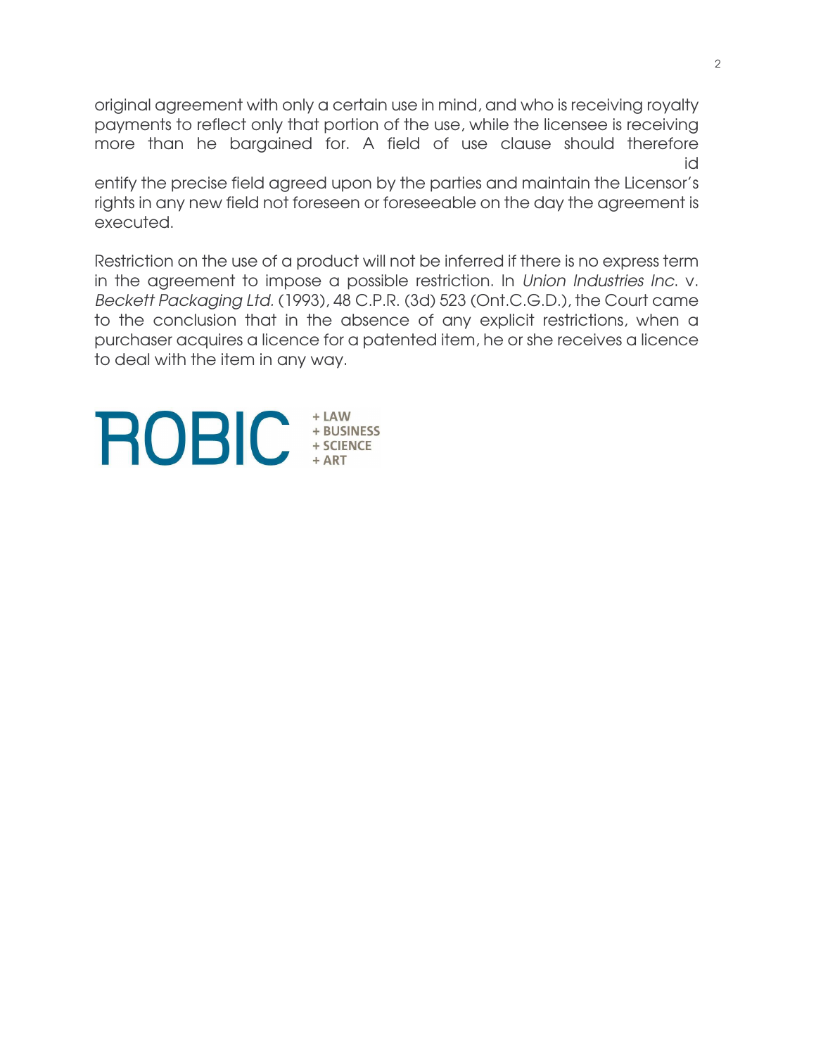original agreement with only a certain use in mind, and who is receiving royalty payments to reflect only that portion of the use, while the licensee is receiving more than he bargained for. A field of use clause should therefore identify the precise field agreed upon by the parties and maintain the Licensor's rights in any new field not foreseen or foreseeable on the day the agreement is executed.

Restriction on the use of a product will not be inferred if there is no express term in the agreement to impose a possible restriction. In *Union Industries Inc.* v. *Beckett Packaging Ltd.* (1993), 48 C.P.R. (3d) 523 (Ont.C.G.D.), the Court came to the conclusion that in the absence of any explicit restrictions, when a purchaser acquires a licence for a patented item, he or she receives a licence to deal with the item in any way.

ROBIC + LAW + BUSINESS + SCIENCE + ART